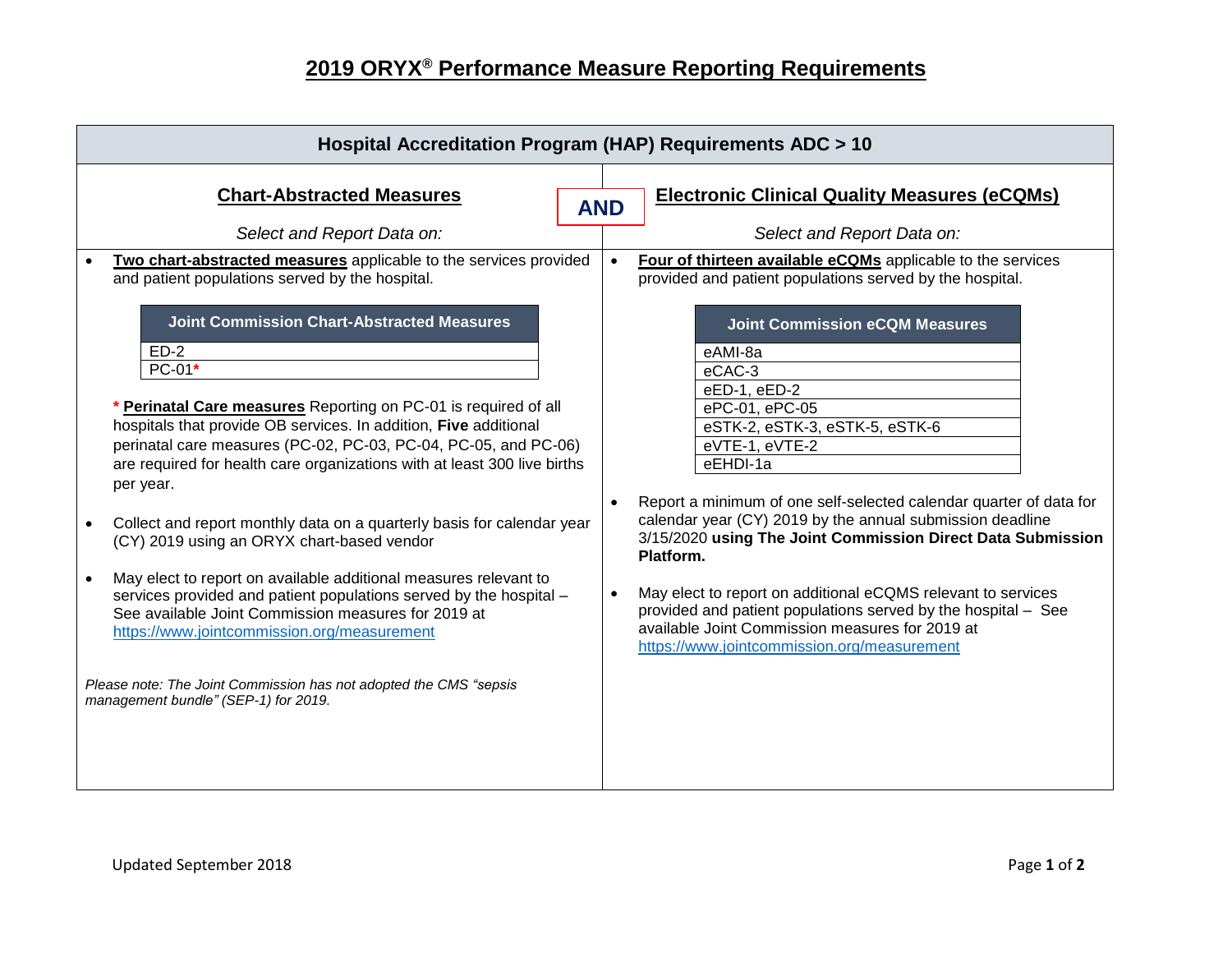# 2019 ORYX® Performance Measure Reporting Requirements

## Hospital Accreditation Program (HAP) Requirements ADC > 10

### Chart-Abstracted Measures

*Select and Report Data on:*

- **Two chart-abstracted measures** applicable to the services provided and patient populations served by the hospital.

| Joint Commission Chart-Abstracted Measures |
|---|
| ED-2 |
| PC-01* |

\* **Perinatal Care measures** Reporting on PC-01 is required of all hospitals that provide OB services. In addition, **Five** additional perinatal care measures (PC-02, PC-03, PC-04, PC-05, and PC-06) are required for health care organizations with at least 300 live births per year.

- Collect and report monthly data on a quarterly basis for calendar year (CY) 2019 using an ORYX chart-based vendor
- May elect to report on available additional measures relevant to services provided and patient populations served by the hospital – See available Joint Commission measures for 2019 at https://www.jointcommission.org/measurement

*Please note: The Joint Commission has not adopted the CMS "sepsis management bundle" (SEP-1) for 2019.*

**AND**

### Electronic Clinical Quality Measures (eCQMs)

*Select and Report Data on:*

- **Four of thirteen available eCQMs** applicable to the services provided and patient populations served by the hospital.

| Joint Commission eCQM Measures |
|---|
| eAMI-8a |
| eCAC-3 |
| eED-1, eED-2 |
| ePC-01, ePC-05 |
| eSTK-2, eSTK-3, eSTK-5, eSTK-6 |
| eVTE-1, eVTE-2 |
| eEHDI-1a |

- Report a minimum of one self-selected calendar quarter of data for calendar year (CY) 2019 by the annual submission deadline 3/15/2020 **using The Joint Commission Direct Data Submission Platform.**
- May elect to report on additional eCQMS relevant to services provided and patient populations served by the hospital – See available Joint Commission measures for 2019 at https://www.jointcommission.org/measurement

Updated September 2018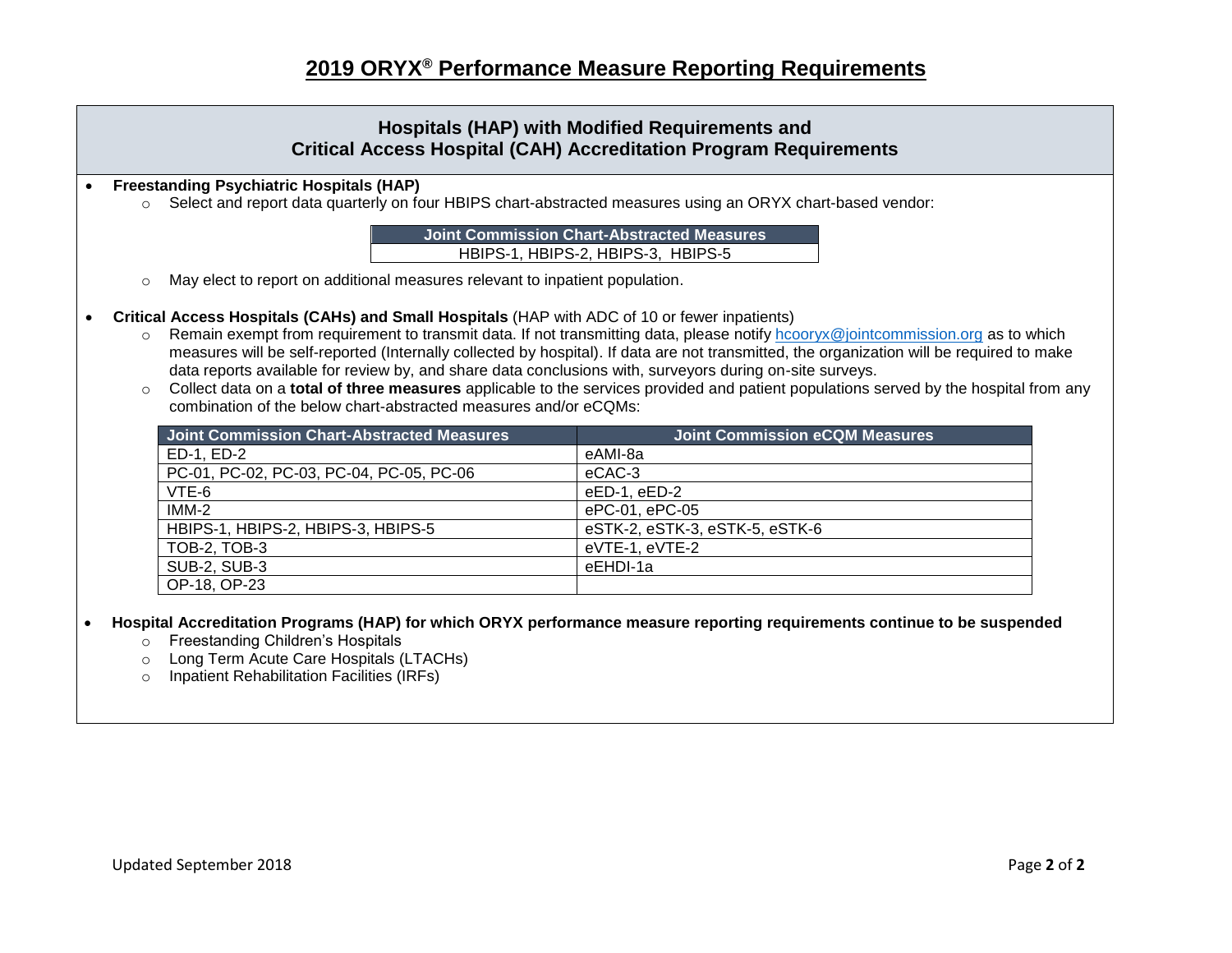# 2019 ORYX® Performance Measure Reporting Requirements

## Hospitals (HAP) with Modified Requirements and Critical Access Hospital (CAH) Accreditation Program Requirements

- **Freestanding Psychiatric Hospitals (HAP)**
    - Select and report data quarterly on four HBIPS chart-abstracted measures using an ORYX chart-based vendor:

| Joint Commission Chart-Abstracted Measures |
|---|
| HBIPS-1, HBIPS-2, HBIPS-3, HBIPS-5 |

    - May elect to report on additional measures relevant to inpatient population.

- **Critical Access Hospitals (CAHs) and Small Hospitals** (HAP with ADC of 10 or fewer inpatients)
    - Remain exempt from requirement to transmit data. If not transmitting data, please notify hcooryx@jointcommission.org as to which measures will be self-reported (Internally collected by hospital). If data are not transmitted, the organization will be required to make data reports available for review by, and share data conclusions with, surveyors during on-site surveys.
    - Collect data on a **total of three measures** applicable to the services provided and patient populations served by the hospital from any combination of the below chart-abstracted measures and/or eCQMs:

| Joint Commission Chart-Abstracted Measures | Joint Commission eCQM Measures |
|---|---|
| ED-1, ED-2 | eAMI-8a |
| PC-01, PC-02, PC-03, PC-04, PC-05, PC-06 | eCAC-3 |
| VTE-6 | eED-1, eED-2 |
| IMM-2 | ePC-01, ePC-05 |
| HBIPS-1, HBIPS-2, HBIPS-3, HBIPS-5 | eSTK-2, eSTK-3, eSTK-5, eSTK-6 |
| TOB-2, TOB-3 | eVTE-1, eVTE-2 |
| SUB-2, SUB-3 | eEHDI-1a |
| OP-18, OP-23 | |

- **Hospital Accreditation Programs (HAP) for which ORYX performance measure reporting requirements continue to be suspended**
    - Freestanding Children's Hospitals
    - Long Term Acute Care Hospitals (LTACHs)
    - Inpatient Rehabilitation Facilities (IRFs)

Updated September 2018